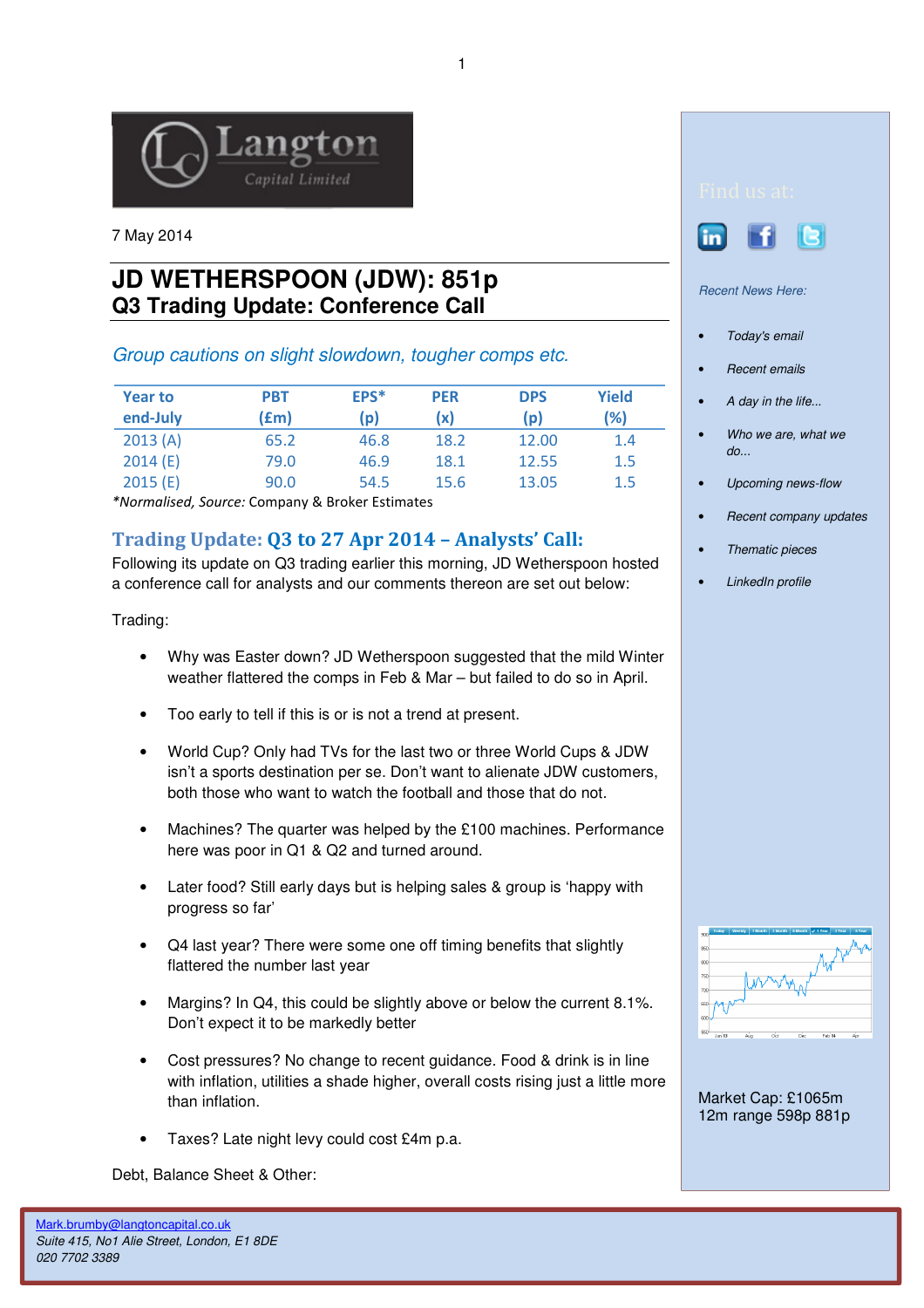Langton Capital Limited

7 May 2014

# JD WETHERSPOON (JDW): 851p
## Q3 Trading Update: Conference Call

*Group cautions on slight slowdown, tougher comps etc.*

| Year to end-July | PBT (£m) | EPS* (p) | PER (x) | DPS (p) | Yield (%) |
|---|---|---|---|---|---|
| 2013 (A) | 65.2 | 46.8 | 18.2 | 12.00 | 1.4 |
| 2014 (E) | 79.0 | 46.9 | 18.1 | 12.55 | 1.5 |
| 2015 (E) | 90.0 | 54.5 | 15.6 | 13.05 | 1.5 |

*\*Normalised, Source:* Company & Broker Estimates

### Trading Update: Q3 to 27 Apr 2014 – Analysts' Call:

Following its update on Q3 trading earlier this morning, JD Wetherspoon hosted a conference call for analysts and our comments thereon are set out below:

Trading:

- Why was Easter down? JD Wetherspoon suggested that the mild Winter weather flattered the comps in Feb & Mar – but failed to do so in April.
- Too early to tell if this is or is not a trend at present.
- World Cup? Only had TVs for the last two or three World Cups & JDW isn't a sports destination per se. Don't want to alienate JDW customers, both those who want to watch the football and those that do not.
- Machines? The quarter was helped by the £100 machines. Performance here was poor in Q1 & Q2 and turned around.
- Later food? Still early days but is helping sales & group is 'happy with progress so far'
- Q4 last year? There were some one off timing benefits that slightly flattered the number last year
- Margins? In Q4, this could be slightly above or below the current 8.1%. Don't expect it to be markedly better
- Cost pressures? No change to recent guidance. Food & drink is in line with inflation, utilities a shade higher, overall costs rising just a little more than inflation.
- Taxes? Late night levy could cost £4m p.a.

Debt, Balance Sheet & Other:

Find us at:

*Recent News Here:*

- *Today's email*
- *Recent emails*
- *A day in the life...*
- *Who we are, what we do...*
- *Upcoming news-flow*
- *Recent company updates*
- *Thematic pieces*
- *LinkedIn profile*

Market Cap: £1065m
12m range 598p 881p

Mark.brumby@langtoncapital.co.uk
*Suite 415, No1 Alie Street, London, E1 8DE*
*020 7702 3389*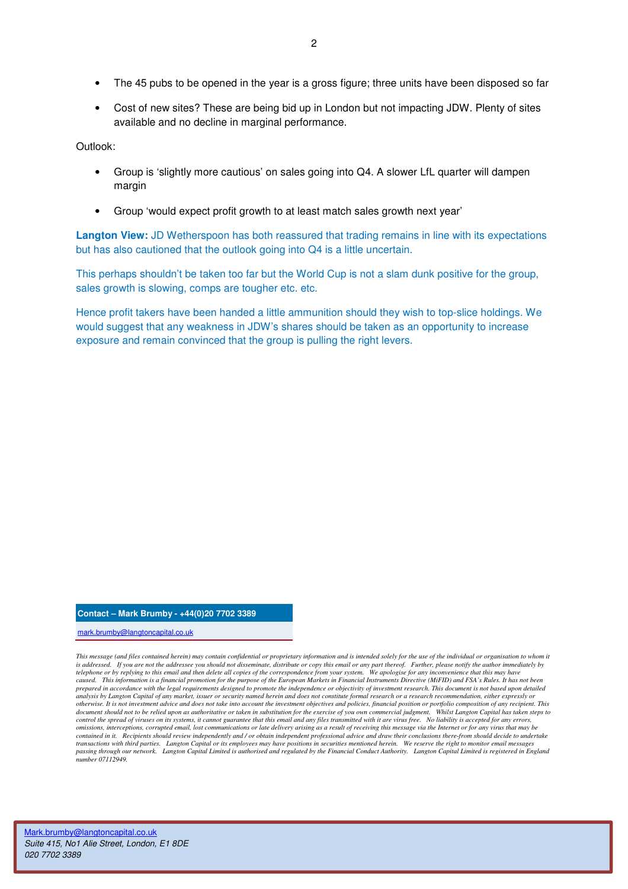- The 45 pubs to be opened in the year is a gross figure; three units have been disposed so far
- Cost of new sites? These are being bid up in London but not impacting JDW. Plenty of sites available and no decline in marginal performance.

Outlook:

- Group is 'slightly more cautious' on sales going into Q4. A slower LfL quarter will dampen margin
- Group 'would expect profit growth to at least match sales growth next year'

**Langton View:** JD Wetherspoon has both reassured that trading remains in line with its expectations but has also cautioned that the outlook going into Q4 is a little uncertain.

This perhaps shouldn't be taken too far but the World Cup is not a slam dunk positive for the group, sales growth is slowing, comps are tougher etc. etc.

Hence profit takers have been handed a little ammunition should they wish to top-slice holdings. We would suggest that any weakness in JDW's shares should be taken as an opportunity to increase exposure and remain convinced that the group is pulling the right levers.

**Contact – Mark Brumby - +44(0)20 7702 3389**

mark.brumby@langtoncapital.co.uk

*This message (and files contained herein) may contain confidential or proprietary information and is intended solely for the use of the individual or organisation to whom it is addressed. If you are not the addressee you should not disseminate, distribute or copy this email or any part thereof. Further, please notify the author immediately by telephone or by replying to this email and then delete all copies of the correspondence from your system. We apologise for any inconvenience that this may have caused. This information is a financial promotion for the purpose of the European Markets in Financial Instruments Directive (MiFID) and FSA's Rules. It has not been prepared in accordance with the legal requirements designed to promote the independence or objectivity of investment research. This document is not based upon detailed analysis by Langton Capital of any market, issuer or security named herein and does not constitute formal research or a research recommendation, either expressly or otherwise. It is not investment advice and does not take into account the investment objectives and policies, financial position or portfolio composition of any recipient. This document should not to be relied upon as authoritative or taken in substitution for the exercise of you own commercial judgment. Whilst Langton Capital has taken steps to control the spread of viruses on its systems, it cannot guarantee that this email and any files transmitted with it are virus free. No liability is accepted for any errors, omissions, interceptions, corrupted email, lost communications or late delivery arising as a result of receiving this message via the Internet or for any virus that may be contained in it. Recipients should review independently and / or obtain independent professional advice and draw their conclusions there-from should decide to undertake transactions with third parties. Langton Capital or its employees may have positions in securities mentioned herein. We reserve the right to monitor email messages passing through our network. Langton Capital Limited is authorised and regulated by the Financial Conduct Authority. Langton Capital Limited is registered in England number 07112949.*

Mark.brumby@langtoncapital.co.uk
*Suite 415, No1 Alie Street, London, E1 8DE*
*020 7702 3389*